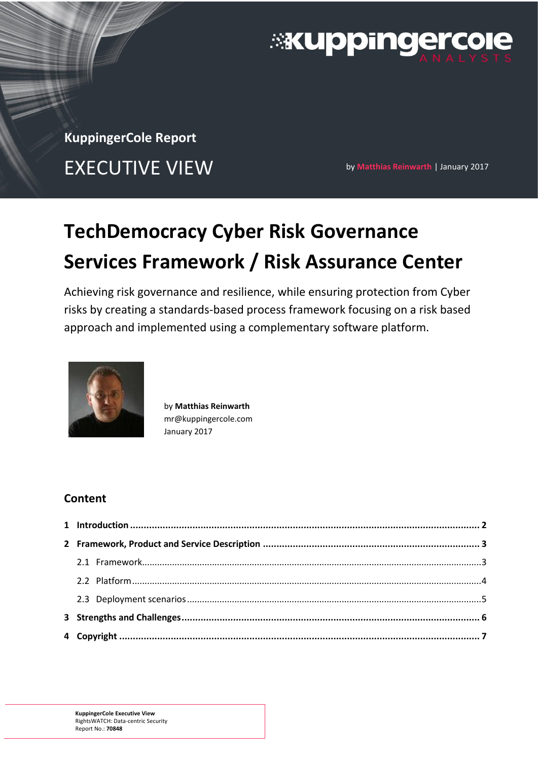KuppingerCole Report

EXECUTIVE VIEW

by Matthias Reinwarth | January 2017

# TechDemocracy Cyber Risk Governance Services Framework / Risk Assurance Center

Achieving risk governance and resilience, while ensuring protection from Cyber risks by creating a standards-based process framework focusing on a risk based approach and implemented using a complementary software platform.

by **Matthias Reinwarth**
mr@kuppingercole.com
January 2017

## Content

**1 Introduction .......... 2**

**2 Framework, Product and Service Description .......... 3**

2.1 Framework .......... 3

2.2 Platform .......... 4

2.3 Deployment scenarios .......... 5

**3 Strengths and Challenges .......... 6**

**4 Copyright .......... 7**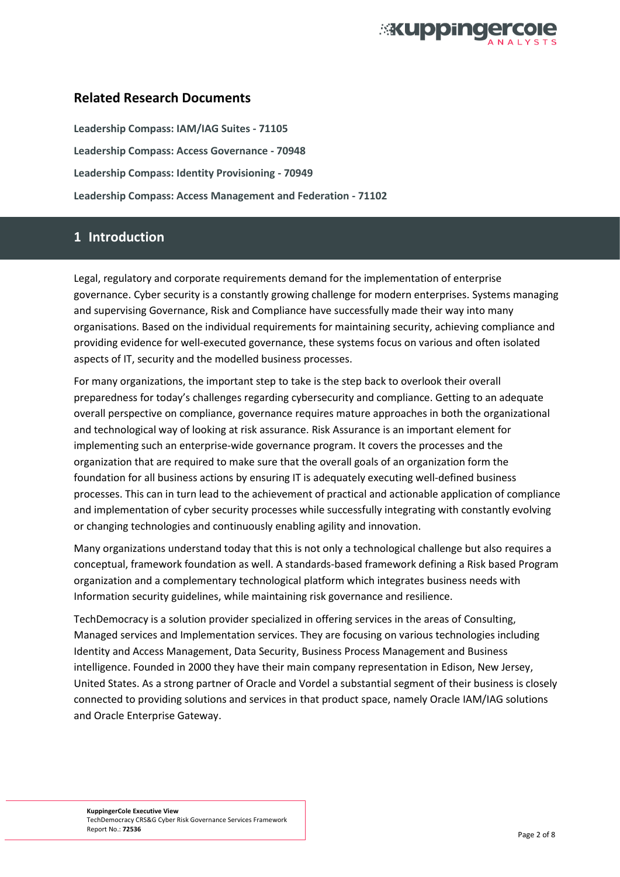## Related Research Documents

**Leadership Compass: IAM/IAG Suites - 71105**

**Leadership Compass: Access Governance - 70948**

**Leadership Compass: Identity Provisioning - 70949**

**Leadership Compass: Access Management and Federation - 71102**

# 1 Introduction

Legal, regulatory and corporate requirements demand for the implementation of enterprise governance. Cyber security is a constantly growing challenge for modern enterprises. Systems managing and supervising Governance, Risk and Compliance have successfully made their way into many organisations. Based on the individual requirements for maintaining security, achieving compliance and providing evidence for well-executed governance, these systems focus on various and often isolated aspects of IT, security and the modelled business processes.

For many organizations, the important step to take is the step back to overlook their overall preparedness for today's challenges regarding cybersecurity and compliance. Getting to an adequate overall perspective on compliance, governance requires mature approaches in both the organizational and technological way of looking at risk assurance. Risk Assurance is an important element for implementing such an enterprise-wide governance program. It covers the processes and the organization that are required to make sure that the overall goals of an organization form the foundation for all business actions by ensuring IT is adequately executing well-defined business processes. This can in turn lead to the achievement of practical and actionable application of compliance and implementation of cyber security processes while successfully integrating with constantly evolving or changing technologies and continuously enabling agility and innovation.

Many organizations understand today that this is not only a technological challenge but also requires a conceptual, framework foundation as well. A standards-based framework defining a Risk based Program organization and a complementary technological platform which integrates business needs with Information security guidelines, while maintaining risk governance and resilience.

TechDemocracy is a solution provider specialized in offering services in the areas of Consulting, Managed services and Implementation services. They are focusing on various technologies including Identity and Access Management, Data Security, Business Process Management and Business intelligence. Founded in 2000 they have their main company representation in Edison, New Jersey, United States. As a strong partner of Oracle and Vordel a substantial segment of their business is closely connected to providing solutions and services in that product space, namely Oracle IAM/IAG solutions and Oracle Enterprise Gateway.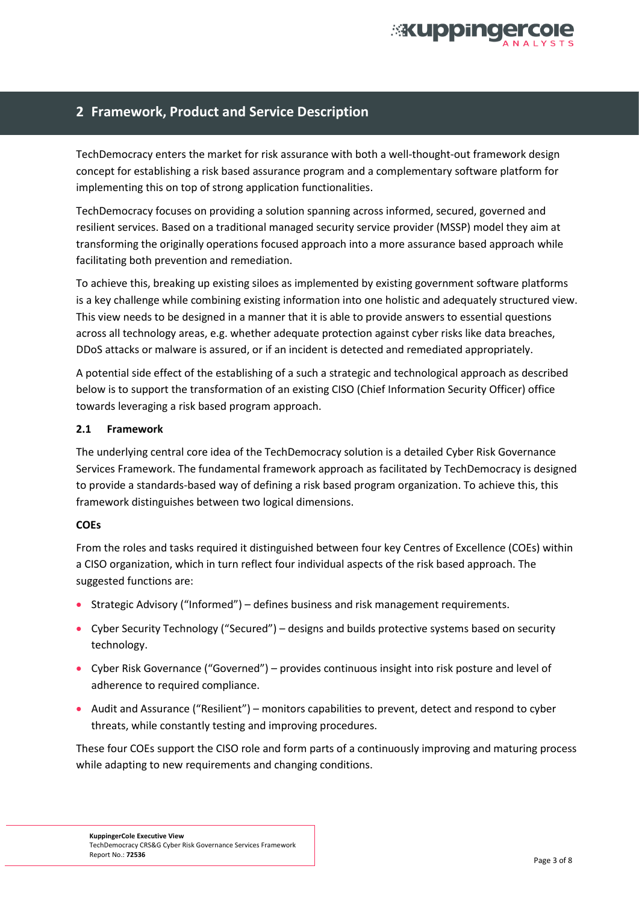## 2 Framework, Product and Service Description

TechDemocracy enters the market for risk assurance with both a well-thought-out framework design concept for establishing a risk based assurance program and a complementary software platform for implementing this on top of strong application functionalities.

TechDemocracy focuses on providing a solution spanning across informed, secured, governed and resilient services. Based on a traditional managed security service provider (MSSP) model they aim at transforming the originally operations focused approach into a more assurance based approach while facilitating both prevention and remediation.

To achieve this, breaking up existing siloes as implemented by existing government software platforms is a key challenge while combining existing information into one holistic and adequately structured view. This view needs to be designed in a manner that it is able to provide answers to essential questions across all technology areas, e.g. whether adequate protection against cyber risks like data breaches, DDoS attacks or malware is assured, or if an incident is detected and remediated appropriately.

A potential side effect of the establishing of a such a strategic and technological approach as described below is to support the transformation of an existing CISO (Chief Information Security Officer) office towards leveraging a risk based program approach.

### 2.1 Framework

The underlying central core idea of the TechDemocracy solution is a detailed Cyber Risk Governance Services Framework. The fundamental framework approach as facilitated by TechDemocracy is designed to provide a standards-based way of defining a risk based program organization. To achieve this, this framework distinguishes between two logical dimensions.

**COEs**

From the roles and tasks required it distinguished between four key Centres of Excellence (COEs) within a CISO organization, which in turn reflect four individual aspects of the risk based approach. The suggested functions are:

- Strategic Advisory ("Informed") – defines business and risk management requirements.
- Cyber Security Technology ("Secured") – designs and builds protective systems based on security technology.
- Cyber Risk Governance ("Governed") – provides continuous insight into risk posture and level of adherence to required compliance.
- Audit and Assurance ("Resilient") – monitors capabilities to prevent, detect and respond to cyber threats, while constantly testing and improving procedures.

These four COEs support the CISO role and form parts of a continuously improving and maturing process while adapting to new requirements and changing conditions.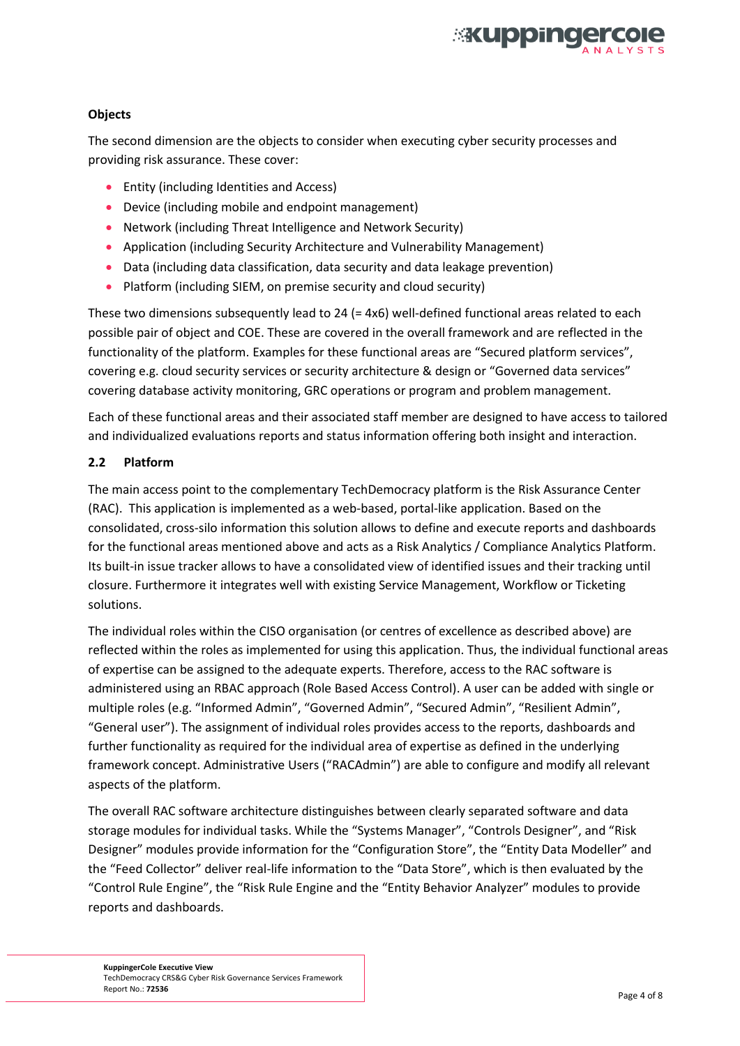**Objects**

The second dimension are the objects to consider when executing cyber security processes and providing risk assurance. These cover:

- Entity (including Identities and Access)
- Device (including mobile and endpoint management)
- Network (including Threat Intelligence and Network Security)
- Application (including Security Architecture and Vulnerability Management)
- Data (including data classification, data security and data leakage prevention)
- Platform (including SIEM, on premise security and cloud security)

These two dimensions subsequently lead to 24 (= 4x6) well-defined functional areas related to each possible pair of object and COE. These are covered in the overall framework and are reflected in the functionality of the platform. Examples for these functional areas are "Secured platform services", covering e.g. cloud security services or security architecture & design or "Governed data services" covering database activity monitoring, GRC operations or program and problem management.

Each of these functional areas and their associated staff member are designed to have access to tailored and individualized evaluations reports and status information offering both insight and interaction.

## 2.2 Platform

The main access point to the complementary TechDemocracy platform is the Risk Assurance Center (RAC). This application is implemented as a web-based, portal-like application. Based on the consolidated, cross-silo information this solution allows to define and execute reports and dashboards for the functional areas mentioned above and acts as a Risk Analytics / Compliance Analytics Platform. Its built-in issue tracker allows to have a consolidated view of identified issues and their tracking until closure. Furthermore it integrates well with existing Service Management, Workflow or Ticketing solutions.

The individual roles within the CISO organisation (or centres of excellence as described above) are reflected within the roles as implemented for using this application. Thus, the individual functional areas of expertise can be assigned to the adequate experts. Therefore, access to the RAC software is administered using an RBAC approach (Role Based Access Control). A user can be added with single or multiple roles (e.g. "Informed Admin", "Governed Admin", "Secured Admin", "Resilient Admin", "General user"). The assignment of individual roles provides access to the reports, dashboards and further functionality as required for the individual area of expertise as defined in the underlying framework concept. Administrative Users ("RACAdmin") are able to configure and modify all relevant aspects of the platform.

The overall RAC software architecture distinguishes between clearly separated software and data storage modules for individual tasks. While the "Systems Manager", "Controls Designer", and "Risk Designer" modules provide information for the "Configuration Store", the "Entity Data Modeller" and the "Feed Collector" deliver real-life information to the "Data Store", which is then evaluated by the "Control Rule Engine", the "Risk Rule Engine and the "Entity Behavior Analyzer" modules to provide reports and dashboards.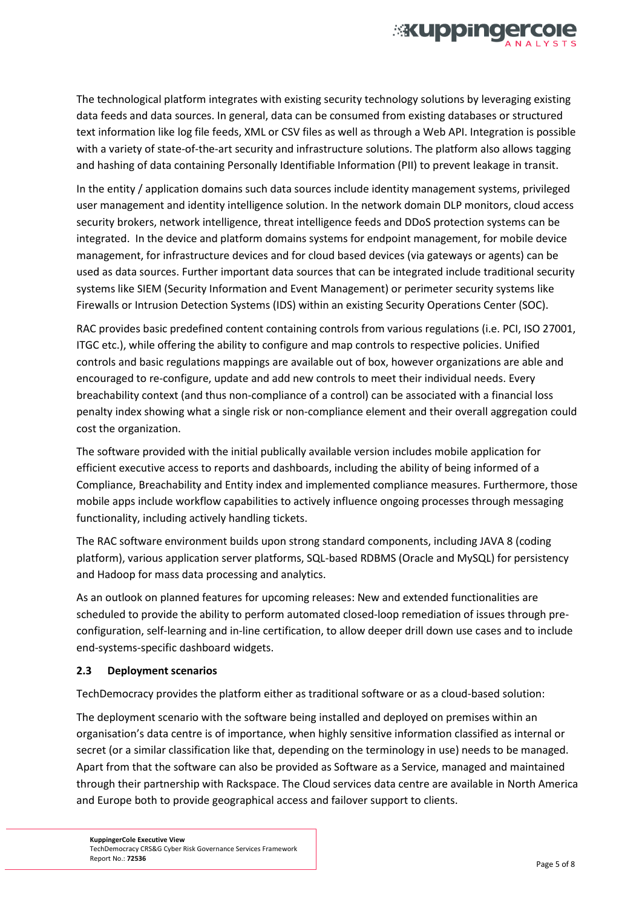The technological platform integrates with existing security technology solutions by leveraging existing data feeds and data sources. In general, data can be consumed from existing databases or structured text information like log file feeds, XML or CSV files as well as through a Web API. Integration is possible with a variety of state-of-the-art security and infrastructure solutions. The platform also allows tagging and hashing of data containing Personally Identifiable Information (PII) to prevent leakage in transit.

In the entity / application domains such data sources include identity management systems, privileged user management and identity intelligence solution. In the network domain DLP monitors, cloud access security brokers, network intelligence, threat intelligence feeds and DDoS protection systems can be integrated. In the device and platform domains systems for endpoint management, for mobile device management, for infrastructure devices and for cloud based devices (via gateways or agents) can be used as data sources. Further important data sources that can be integrated include traditional security systems like SIEM (Security Information and Event Management) or perimeter security systems like Firewalls or Intrusion Detection Systems (IDS) within an existing Security Operations Center (SOC).

RAC provides basic predefined content containing controls from various regulations (i.e. PCI, ISO 27001, ITGC etc.), while offering the ability to configure and map controls to respective policies. Unified controls and basic regulations mappings are available out of box, however organizations are able and encouraged to re-configure, update and add new controls to meet their individual needs. Every breachability context (and thus non-compliance of a control) can be associated with a financial loss penalty index showing what a single risk or non-compliance element and their overall aggregation could cost the organization.

The software provided with the initial publically available version includes mobile application for efficient executive access to reports and dashboards, including the ability of being informed of a Compliance, Breachability and Entity index and implemented compliance measures. Furthermore, those mobile apps include workflow capabilities to actively influence ongoing processes through messaging functionality, including actively handling tickets.

The RAC software environment builds upon strong standard components, including JAVA 8 (coding platform), various application server platforms, SQL-based RDBMS (Oracle and MySQL) for persistency and Hadoop for mass data processing and analytics.

As an outlook on planned features for upcoming releases: New and extended functionalities are scheduled to provide the ability to perform automated closed-loop remediation of issues through pre-configuration, self-learning and in-line certification, to allow deeper drill down use cases and to include end-systems-specific dashboard widgets.

### 2.3 Deployment scenarios

TechDemocracy provides the platform either as traditional software or as a cloud-based solution:

The deployment scenario with the software being installed and deployed on premises within an organisation's data centre is of importance, when highly sensitive information classified as internal or secret (or a similar classification like that, depending on the terminology in use) needs to be managed. Apart from that the software can also be provided as Software as a Service, managed and maintained through their partnership with Rackspace. The Cloud services data centre are available in North America and Europe both to provide geographical access and failover support to clients.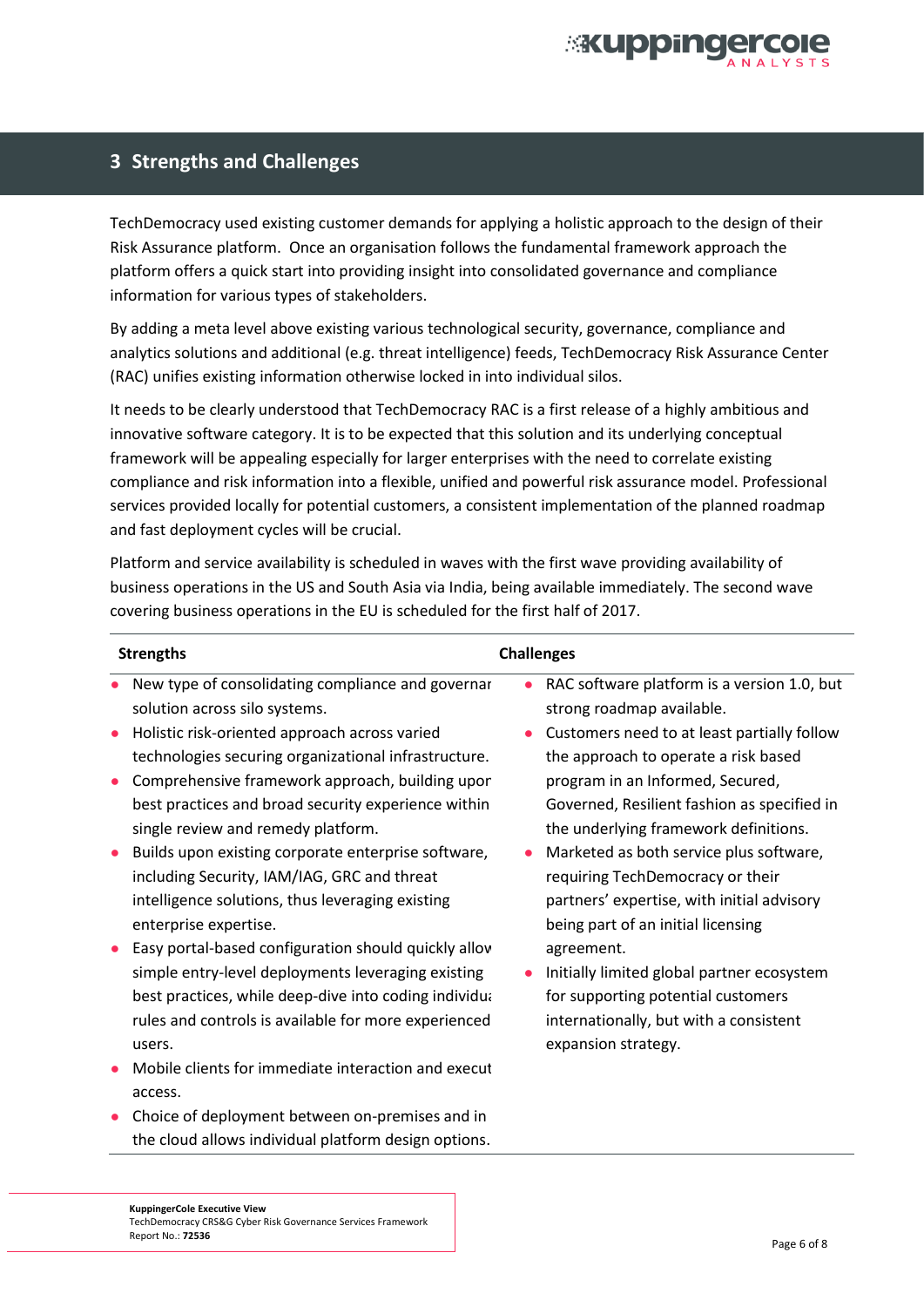# 3 Strengths and Challenges

TechDemocracy used existing customer demands for applying a holistic approach to the design of their Risk Assurance platform. Once an organisation follows the fundamental framework approach the platform offers a quick start into providing insight into consolidated governance and compliance information for various types of stakeholders.

By adding a meta level above existing various technological security, governance, compliance and analytics solutions and additional (e.g. threat intelligence) feeds, TechDemocracy Risk Assurance Center (RAC) unifies existing information otherwise locked in into individual silos.

It needs to be clearly understood that TechDemocracy RAC is a first release of a highly ambitious and innovative software category. It is to be expected that this solution and its underlying conceptual framework will be appealing especially for larger enterprises with the need to correlate existing compliance and risk information into a flexible, unified and powerful risk assurance model. Professional services provided locally for potential customers, a consistent implementation of the planned roadmap and fast deployment cycles will be crucial.

Platform and service availability is scheduled in waves with the first wave providing availability of business operations in the US and South Asia via India, being available immediately. The second wave covering business operations in the EU is scheduled for the first half of 2017.

| Strengths | Challenges |
|---|---|
| • New type of consolidating compliance and governar solution across silo systems.<br>• Holistic risk-oriented approach across varied technologies securing organizational infrastructure.<br>• Comprehensive framework approach, building upor best practices and broad security experience within single review and remedy platform.<br>• Builds upon existing corporate enterprise software, including Security, IAM/IAG, GRC and threat intelligence solutions, thus leveraging existing enterprise expertise.<br>• Easy portal-based configuration should quickly allov simple entry-level deployments leveraging existing best practices, while deep-dive into coding individua rules and controls is available for more experienced users.<br>• Mobile clients for immediate interaction and execut access.<br>• Choice of deployment between on-premises and in the cloud allows individual platform design options. | • RAC software platform is a version 1.0, but strong roadmap available.<br>• Customers need to at least partially follow the approach to operate a risk based program in an Informed, Secured, Governed, Resilient fashion as specified in the underlying framework definitions.<br>• Marketed as both service plus software, requiring TechDemocracy or their partners' expertise, with initial advisory being part of an initial licensing agreement.<br>• Initially limited global partner ecosystem for supporting potential customers internationally, but with a consistent expansion strategy. |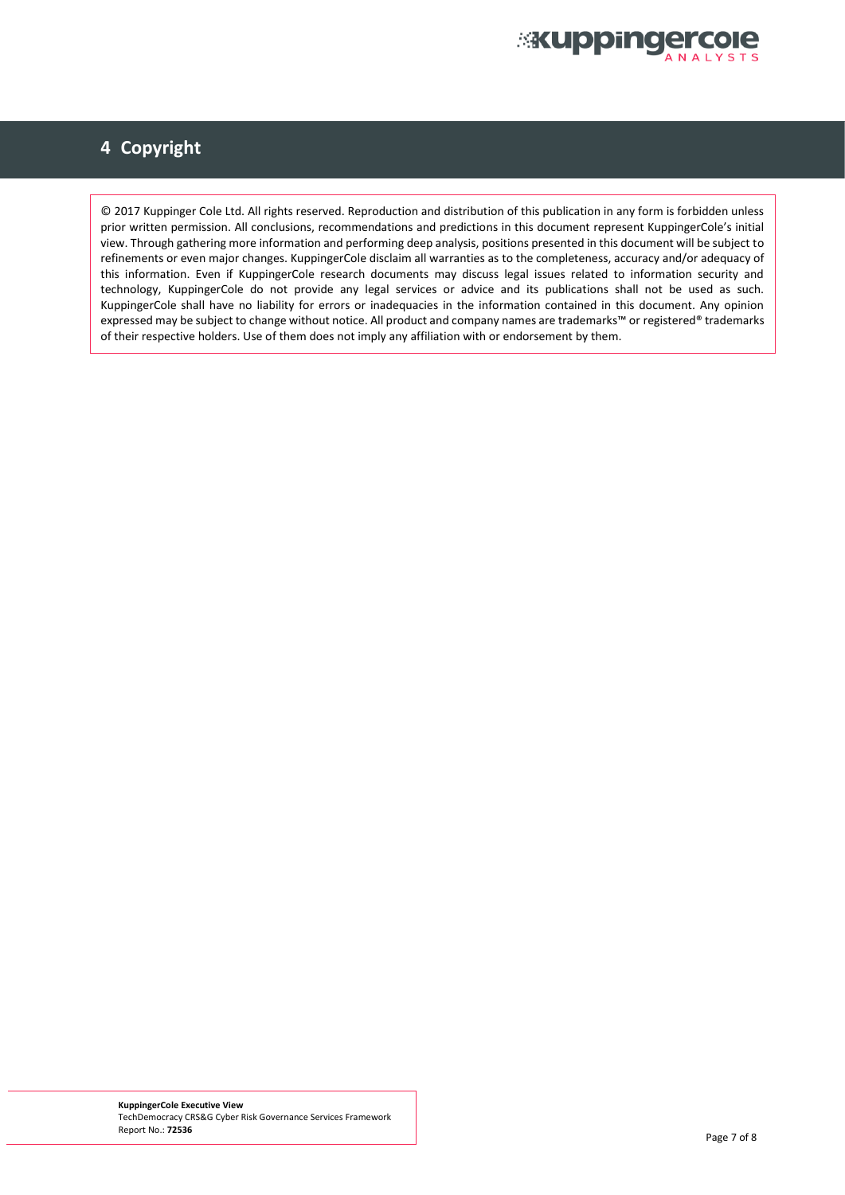# 4 Copyright

© 2017 Kuppinger Cole Ltd. All rights reserved. Reproduction and distribution of this publication in any form is forbidden unless prior written permission. All conclusions, recommendations and predictions in this document represent KuppingerCole's initial view. Through gathering more information and performing deep analysis, positions presented in this document will be subject to refinements or even major changes. KuppingerCole disclaim all warranties as to the completeness, accuracy and/or adequacy of this information. Even if KuppingerCole research documents may discuss legal issues related to information security and technology, KuppingerCole do not provide any legal services or advice and its publications shall not be used as such. KuppingerCole shall have no liability for errors or inadequacies in the information contained in this document. Any opinion expressed may be subject to change without notice. All product and company names are trademarks™ or registered® trademarks of their respective holders. Use of them does not imply any affiliation with or endorsement by them.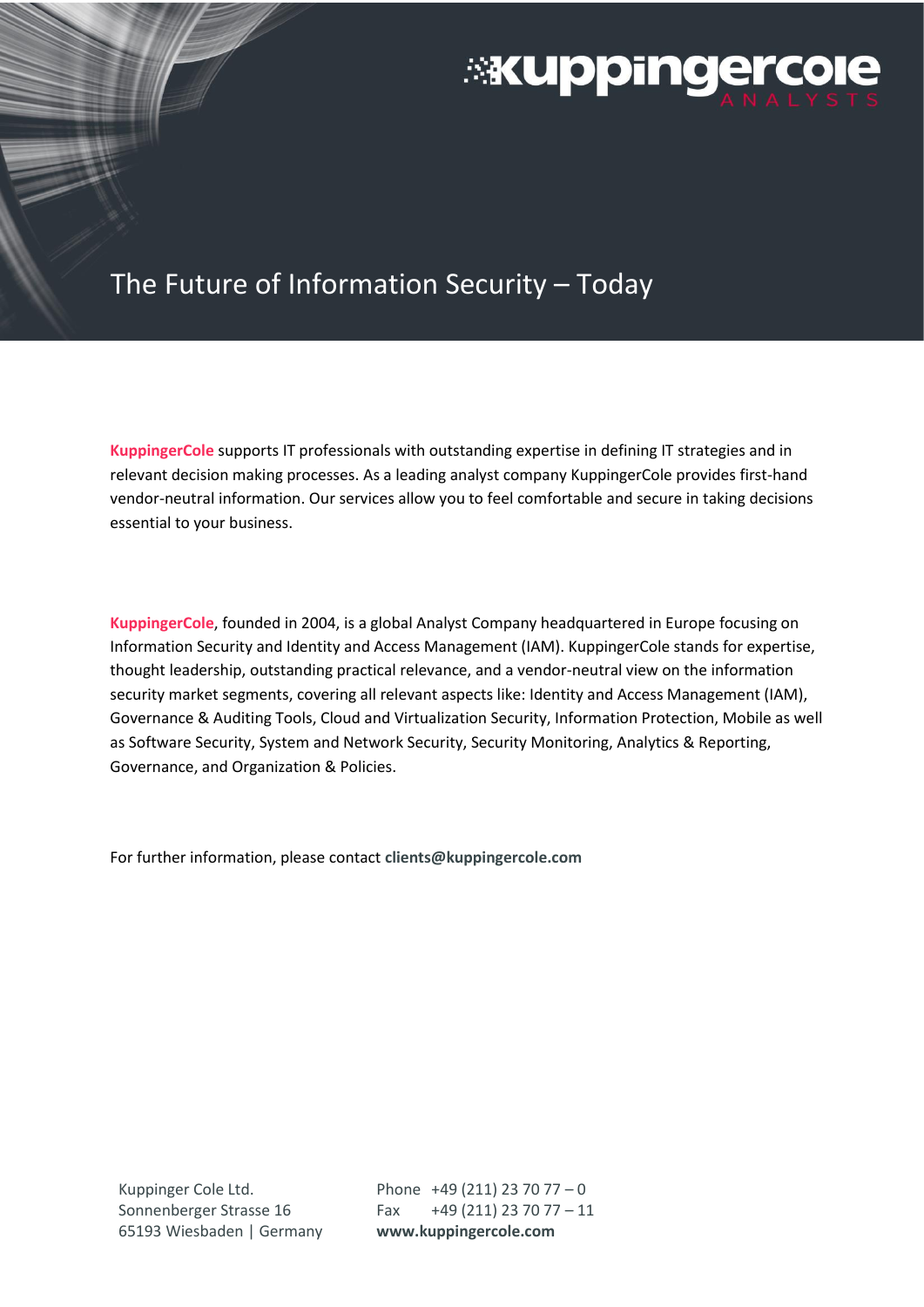# The Future of Information Security – Today

**KuppingerCole** supports IT professionals with outstanding expertise in defining IT strategies and in relevant decision making processes. As a leading analyst company KuppingerCole provides first-hand vendor-neutral information. Our services allow you to feel comfortable and secure in taking decisions essential to your business.

**KuppingerCole**, founded in 2004, is a global Analyst Company headquartered in Europe focusing on Information Security and Identity and Access Management (IAM). KuppingerCole stands for expertise, thought leadership, outstanding practical relevance, and a vendor-neutral view on the information security market segments, covering all relevant aspects like: Identity and Access Management (IAM), Governance & Auditing Tools, Cloud and Virtualization Security, Information Protection, Mobile as well as Software Security, System and Network Security, Security Monitoring, Analytics & Reporting, Governance, and Organization & Policies.

For further information, please contact **clients@kuppingercole.com**

Kuppinger Cole Ltd.
Sonnenberger Strasse 16
65193 Wiesbaden | Germany

Phone +49 (211) 23 70 77 – 0
Fax +49 (211) 23 70 77 – 11
**www.kuppingercole.com**